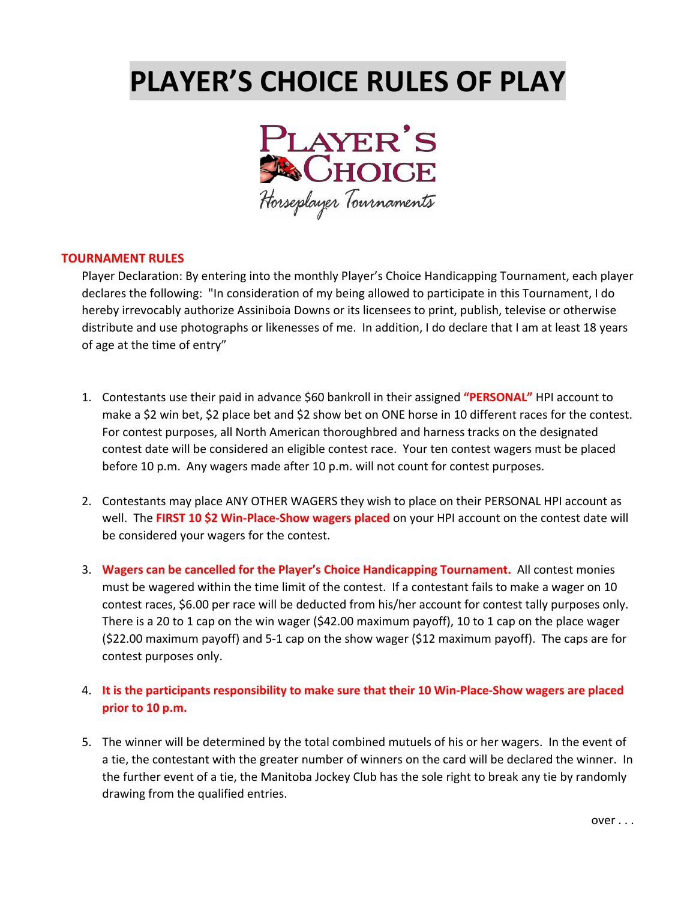# PLAYER'S CHOICE RULES OF PLAY

## TOURNAMENT RULES

Player Declaration: By entering into the monthly Player's Choice Handicapping Tournament, each player declares the following: "In consideration of my being allowed to participate in this Tournament, I do hereby irrevocably authorize Assiniboia Downs or its licensees to print, publish, televise or otherwise distribute and use photographs or likenesses of me. In addition, I do declare that I am at least 18 years of age at the time of entry"

1. Contestants use their paid in advance $60 bankroll in their assigned **"PERSONAL"** HPI account to make a $2 win bet, $2 place bet and $2 show bet on ONE horse in 10 different races for the contest. For contest purposes, all North American thoroughbred and harness tracks on the designated contest date will be considered an eligible contest race. Your ten contest wagers must be placed before 10 p.m. Any wagers made after 10 p.m. will not count for contest purposes.

2. Contestants may place ANY OTHER WAGERS they wish to place on their PERSONAL HPI account as well. The **FIRST 10 $2 Win-Place-Show wagers placed** on your HPI account on the contest date will be considered your wagers for the contest.

3. **Wagers can be cancelled for the Player's Choice Handicapping Tournament.** All contest monies must be wagered within the time limit of the contest. If a contestant fails to make a wager on 10 contest races, $6.00 per race will be deducted from his/her account for contest tally purposes only. There is a 20 to 1 cap on the win wager ($42.00 maximum payoff), 10 to 1 cap on the place wager ($22.00 maximum payoff) and 5-1 cap on the show wager ($12 maximum payoff). The caps are for contest purposes only.

4. **It is the participants responsibility to make sure that their 10 Win-Place-Show wagers are placed prior to 10 p.m.**

5. The winner will be determined by the total combined mutuels of his or her wagers. In the event of a tie, the contestant with the greater number of winners on the card will be declared the winner. In the further event of a tie, the Manitoba Jockey Club has the sole right to break any tie by randomly drawing from the qualified entries.

over . . .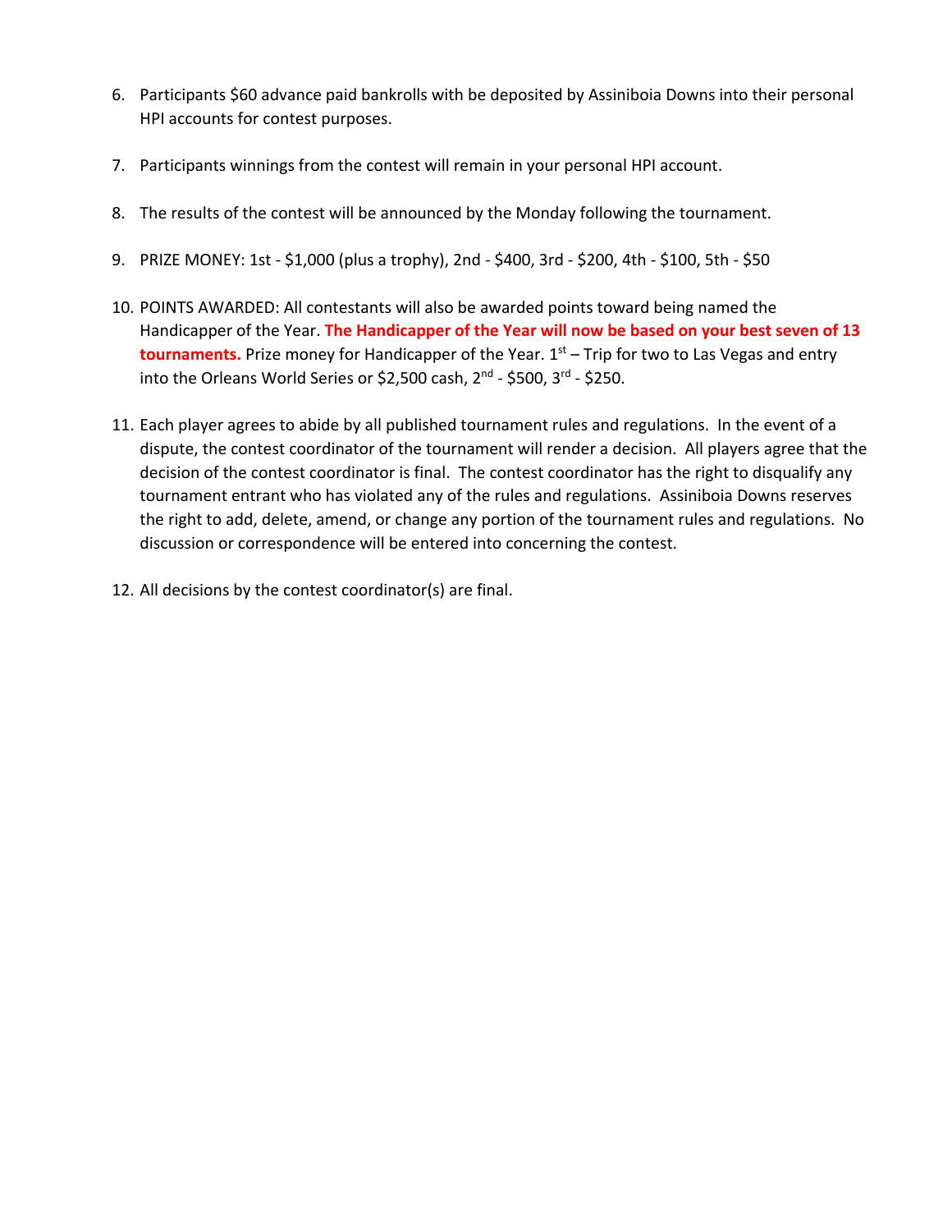6. Participants $60 advance paid bankrolls with be deposited by Assiniboia Downs into their personal HPI accounts for contest purposes.

7. Participants winnings from the contest will remain in your personal HPI account.

8. The results of the contest will be announced by the Monday following the tournament.

9. PRIZE MONEY: 1st - $1,000 (plus a trophy), 2nd - $400, 3rd - $200, 4th - $100, 5th - $50

10. POINTS AWARDED: All contestants will also be awarded points toward being named the Handicapper of the Year. **The Handicapper of the Year will now be based on your best seven of 13 tournaments.** Prize money for Handicapper of the Year. 1st – Trip for two to Las Vegas and entry into the Orleans World Series or $2,500 cash, 2nd - $500, 3rd - $250.

11. Each player agrees to abide by all published tournament rules and regulations. In the event of a dispute, the contest coordinator of the tournament will render a decision. All players agree that the decision of the contest coordinator is final. The contest coordinator has the right to disqualify any tournament entrant who has violated any of the rules and regulations. Assiniboia Downs reserves the right to add, delete, amend, or change any portion of the tournament rules and regulations. No discussion or correspondence will be entered into concerning the contest.

12. All decisions by the contest coordinator(s) are final.